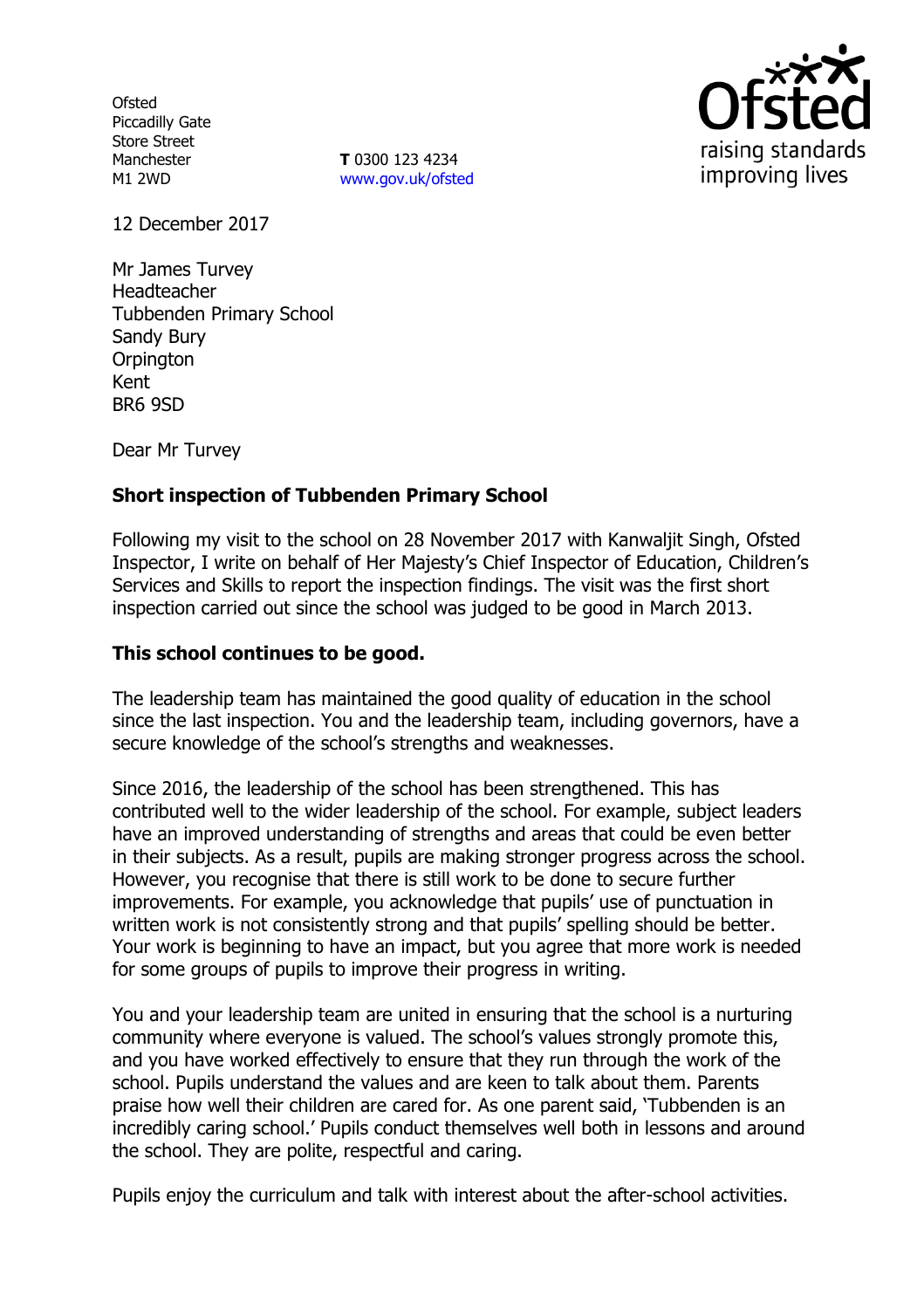Ofsted
Piccadilly Gate
Store Street
Manchester
M1 2WD

**T** 0300 123 4234
www.gov.uk/ofsted

12 December 2017

Mr James Turvey
Headteacher
Tubbenden Primary School
Sandy Bury
Orpington
Kent
BR6 9SD

Dear Mr Turvey

**Short inspection of Tubbenden Primary School**

Following my visit to the school on 28 November 2017 with Kanwaljit Singh, Ofsted Inspector, I write on behalf of Her Majesty's Chief Inspector of Education, Children's Services and Skills to report the inspection findings. The visit was the first short inspection carried out since the school was judged to be good in March 2013.

**This school continues to be good.**

The leadership team has maintained the good quality of education in the school since the last inspection. You and the leadership team, including governors, have a secure knowledge of the school's strengths and weaknesses.

Since 2016, the leadership of the school has been strengthened. This has contributed well to the wider leadership of the school. For example, subject leaders have an improved understanding of strengths and areas that could be even better in their subjects. As a result, pupils are making stronger progress across the school. However, you recognise that there is still work to be done to secure further improvements. For example, you acknowledge that pupils' use of punctuation in written work is not consistently strong and that pupils' spelling should be better. Your work is beginning to have an impact, but you agree that more work is needed for some groups of pupils to improve their progress in writing.

You and your leadership team are united in ensuring that the school is a nurturing community where everyone is valued. The school's values strongly promote this, and you have worked effectively to ensure that they run through the work of the school. Pupils understand the values and are keen to talk about them. Parents praise how well their children are cared for. As one parent said, 'Tubbenden is an incredibly caring school.' Pupils conduct themselves well both in lessons and around the school. They are polite, respectful and caring.

Pupils enjoy the curriculum and talk with interest about the after-school activities.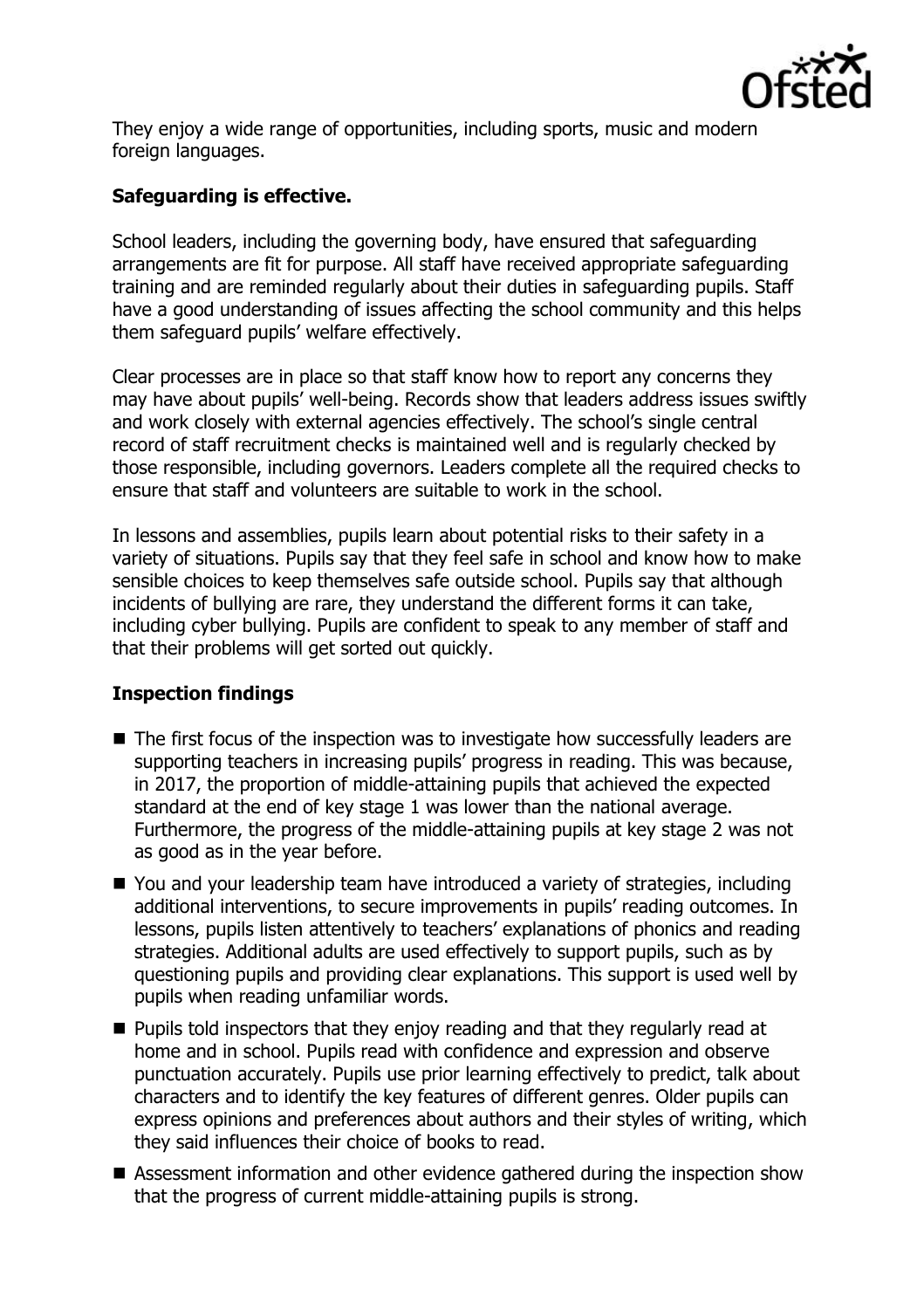They enjoy a wide range of opportunities, including sports, music and modern foreign languages.

**Safeguarding is effective.**

School leaders, including the governing body, have ensured that safeguarding arrangements are fit for purpose. All staff have received appropriate safeguarding training and are reminded regularly about their duties in safeguarding pupils. Staff have a good understanding of issues affecting the school community and this helps them safeguard pupils' welfare effectively.

Clear processes are in place so that staff know how to report any concerns they may have about pupils' well-being. Records show that leaders address issues swiftly and work closely with external agencies effectively. The school's single central record of staff recruitment checks is maintained well and is regularly checked by those responsible, including governors. Leaders complete all the required checks to ensure that staff and volunteers are suitable to work in the school.

In lessons and assemblies, pupils learn about potential risks to their safety in a variety of situations. Pupils say that they feel safe in school and know how to make sensible choices to keep themselves safe outside school. Pupils say that although incidents of bullying are rare, they understand the different forms it can take, including cyber bullying. Pupils are confident to speak to any member of staff and that their problems will get sorted out quickly.

**Inspection findings**

- The first focus of the inspection was to investigate how successfully leaders are supporting teachers in increasing pupils' progress in reading. This was because, in 2017, the proportion of middle-attaining pupils that achieved the expected standard at the end of key stage 1 was lower than the national average. Furthermore, the progress of the middle-attaining pupils at key stage 2 was not as good as in the year before.
- You and your leadership team have introduced a variety of strategies, including additional interventions, to secure improvements in pupils' reading outcomes. In lessons, pupils listen attentively to teachers' explanations of phonics and reading strategies. Additional adults are used effectively to support pupils, such as by questioning pupils and providing clear explanations. This support is used well by pupils when reading unfamiliar words.
- Pupils told inspectors that they enjoy reading and that they regularly read at home and in school. Pupils read with confidence and expression and observe punctuation accurately. Pupils use prior learning effectively to predict, talk about characters and to identify the key features of different genres. Older pupils can express opinions and preferences about authors and their styles of writing, which they said influences their choice of books to read.
- Assessment information and other evidence gathered during the inspection show that the progress of current middle-attaining pupils is strong.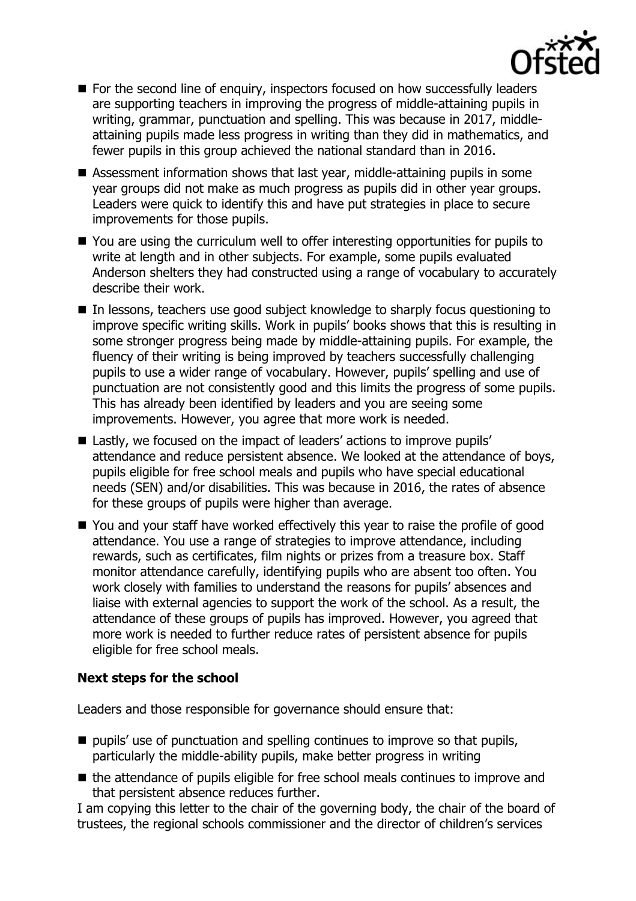- For the second line of enquiry, inspectors focused on how successfully leaders are supporting teachers in improving the progress of middle-attaining pupils in writing, grammar, punctuation and spelling. This was because in 2017, middle-attaining pupils made less progress in writing than they did in mathematics, and fewer pupils in this group achieved the national standard than in 2016.
- Assessment information shows that last year, middle-attaining pupils in some year groups did not make as much progress as pupils did in other year groups. Leaders were quick to identify this and have put strategies in place to secure improvements for those pupils.
- You are using the curriculum well to offer interesting opportunities for pupils to write at length and in other subjects. For example, some pupils evaluated Anderson shelters they had constructed using a range of vocabulary to accurately describe their work.
- In lessons, teachers use good subject knowledge to sharply focus questioning to improve specific writing skills. Work in pupils' books shows that this is resulting in some stronger progress being made by middle-attaining pupils. For example, the fluency of their writing is being improved by teachers successfully challenging pupils to use a wider range of vocabulary. However, pupils' spelling and use of punctuation are not consistently good and this limits the progress of some pupils. This has already been identified by leaders and you are seeing some improvements. However, you agree that more work is needed.
- Lastly, we focused on the impact of leaders' actions to improve pupils' attendance and reduce persistent absence. We looked at the attendance of boys, pupils eligible for free school meals and pupils who have special educational needs (SEN) and/or disabilities. This was because in 2016, the rates of absence for these groups of pupils were higher than average.
- You and your staff have worked effectively this year to raise the profile of good attendance. You use a range of strategies to improve attendance, including rewards, such as certificates, film nights or prizes from a treasure box. Staff monitor attendance carefully, identifying pupils who are absent too often. You work closely with families to understand the reasons for pupils' absences and liaise with external agencies to support the work of the school. As a result, the attendance of these groups of pupils has improved. However, you agreed that more work is needed to further reduce rates of persistent absence for pupils eligible for free school meals.

### Next steps for the school

Leaders and those responsible for governance should ensure that:

- pupils' use of punctuation and spelling continues to improve so that pupils, particularly the middle-ability pupils, make better progress in writing
- the attendance of pupils eligible for free school meals continues to improve and that persistent absence reduces further.

I am copying this letter to the chair of the governing body, the chair of the board of trustees, the regional schools commissioner and the director of children's services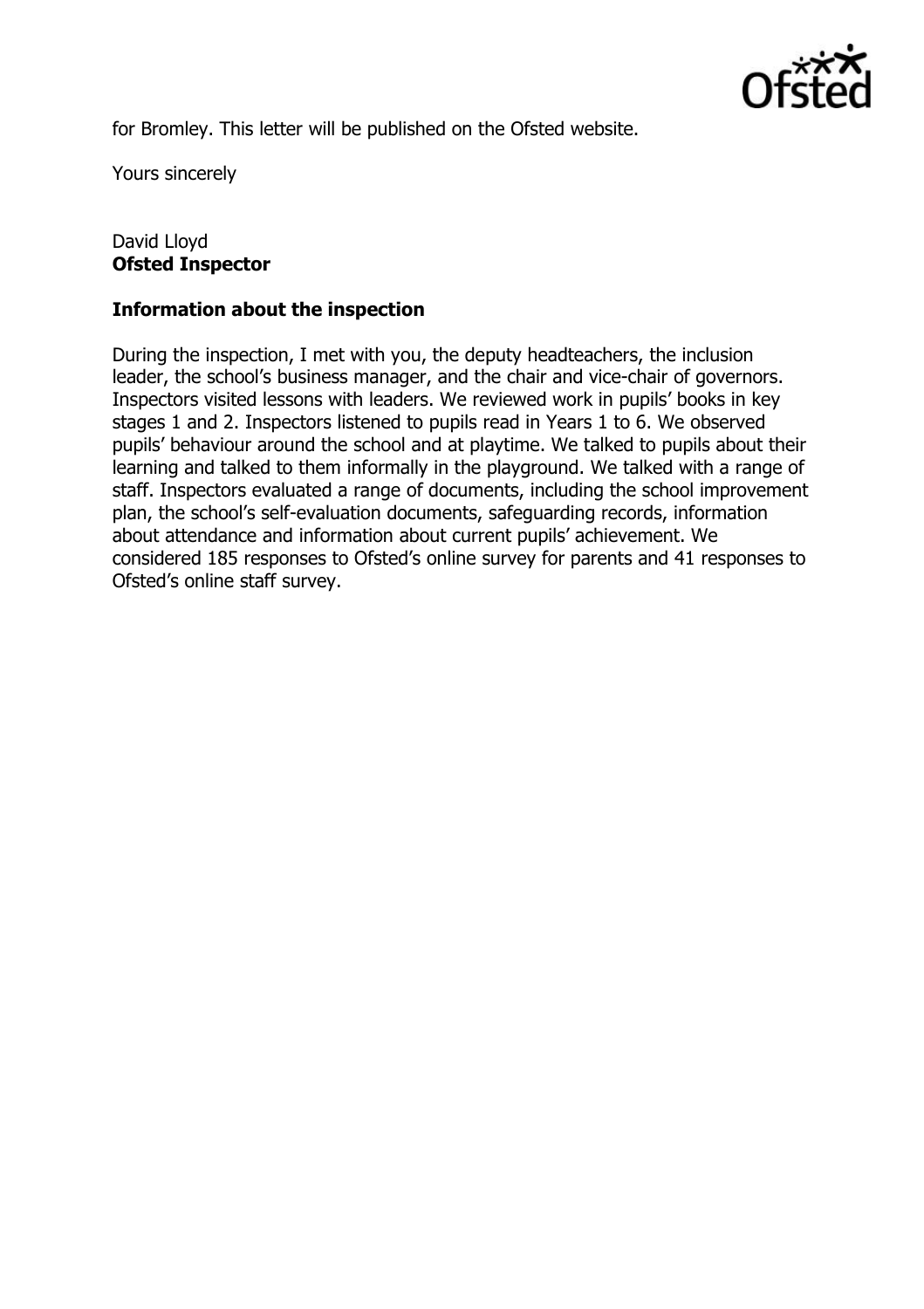for Bromley. This letter will be published on the Ofsted website.

Yours sincerely

David Lloyd
**Ofsted Inspector**

## **Information about the inspection**

During the inspection, I met with you, the deputy headteachers, the inclusion leader, the school's business manager, and the chair and vice-chair of governors. Inspectors visited lessons with leaders. We reviewed work in pupils' books in key stages 1 and 2. Inspectors listened to pupils read in Years 1 to 6. We observed pupils' behaviour around the school and at playtime. We talked to pupils about their learning and talked to them informally in the playground. We talked with a range of staff. Inspectors evaluated a range of documents, including the school improvement plan, the school's self-evaluation documents, safeguarding records, information about attendance and information about current pupils' achievement. We considered 185 responses to Ofsted's online survey for parents and 41 responses to Ofsted's online staff survey.